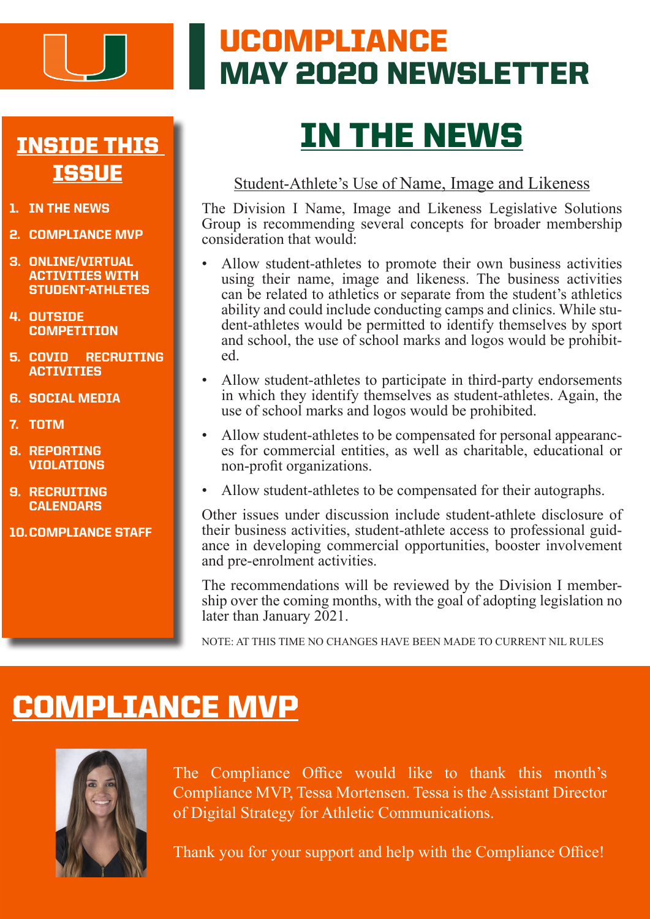# UCOMPLIANCE MAY 2020 NEWSLETTER

## INSIDE THIS ISSUE

1. IN THE NEWS
2. COMPLIANCE MVP
3. ONLINE/VIRTUAL ACTIVITIES WITH STUDENT-ATHLETES
4. OUTSIDE COMPETITION
5. COVID RECRUITING ACTIVITIES
6. SOCIAL MEDIA
7. TOTM
8. REPORTING VIOLATIONS
9. RECRUITING CALENDARS
10. COMPLIANCE STAFF

## IN THE NEWS

### Student-Athlete's Use of Name, Image and Likeness

The Division I Name, Image and Likeness Legislative Solutions Group is recommending several concepts for broader membership consideration that would:

- Allow student-athletes to promote their own business activities using their name, image and likeness. The business activities can be related to athletics or separate from the student's athletics ability and could include conducting camps and clinics. While student-athletes would be permitted to identify themselves by sport and school, the use of school marks and logos would be prohibited.
- Allow student-athletes to participate in third-party endorsements in which they identify themselves as student-athletes. Again, the use of school marks and logos would be prohibited.
- Allow student-athletes to be compensated for personal appearances for commercial entities, as well as charitable, educational or non-profit organizations.
- Allow student-athletes to be compensated for their autographs.

Other issues under discussion include student-athlete disclosure of their business activities, student-athlete access to professional guidance in developing commercial opportunities, booster involvement and pre-enrolment activities.

The recommendations will be reviewed by the Division I membership over the coming months, with the goal of adopting legislation no later than January 2021.

NOTE: AT THIS TIME NO CHANGES HAVE BEEN MADE TO CURRENT NIL RULES

## COMPLIANCE MVP

The Compliance Office would like to thank this month's Compliance MVP, Tessa Mortensen. Tessa is the Assistant Director of Digital Strategy for Athletic Communications.

Thank you for your support and help with the Compliance Office!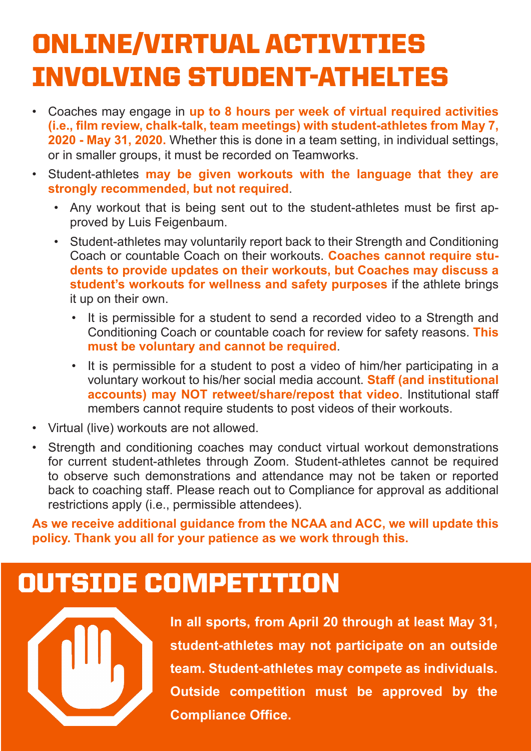# ONLINE/VIRTUAL ACTIVITIES INVOLVING STUDENT-ATHELTES

- Coaches may engage in **up to 8 hours per week of virtual required activities (i.e., film review, chalk-talk, team meetings) with student-athletes from May 7, 2020 - May 31, 2020.** Whether this is done in a team setting, in individual settings, or in smaller groups, it must be recorded on Teamworks.
- Student-athletes **may be given workouts with the language that they are strongly recommended, but not required**.
  - Any workout that is being sent out to the student-athletes must be first approved by Luis Feigenbaum.
  - Student-athletes may voluntarily report back to their Strength and Conditioning Coach or countable Coach on their workouts. **Coaches cannot require students to provide updates on their workouts, but Coaches may discuss a student's workouts for wellness and safety purposes** if the athlete brings it up on their own.
    - It is permissible for a student to send a recorded video to a Strength and Conditioning Coach or countable coach for review for safety reasons. **This must be voluntary and cannot be required**.
    - It is permissible for a student to post a video of him/her participating in a voluntary workout to his/her social media account. **Staff (and institutional accounts) may NOT retweet/share/repost that video**. Institutional staff members cannot require students to post videos of their workouts.
- Virtual (live) workouts are not allowed.
- Strength and conditioning coaches may conduct virtual workout demonstrations for current student-athletes through Zoom. Student-athletes cannot be required to observe such demonstrations and attendance may not be taken or reported back to coaching staff. Please reach out to Compliance for approval as additional restrictions apply (i.e., permissible attendees).

**As we receive additional guidance from the NCAA and ACC, we will update this policy. Thank you all for your patience as we work through this.**

# OUTSIDE COMPETITION

**In all sports, from April 20 through at least May 31, student-athletes may not participate on an outside team. Student-athletes may compete as individuals. Outside competition must be approved by the Compliance Office.**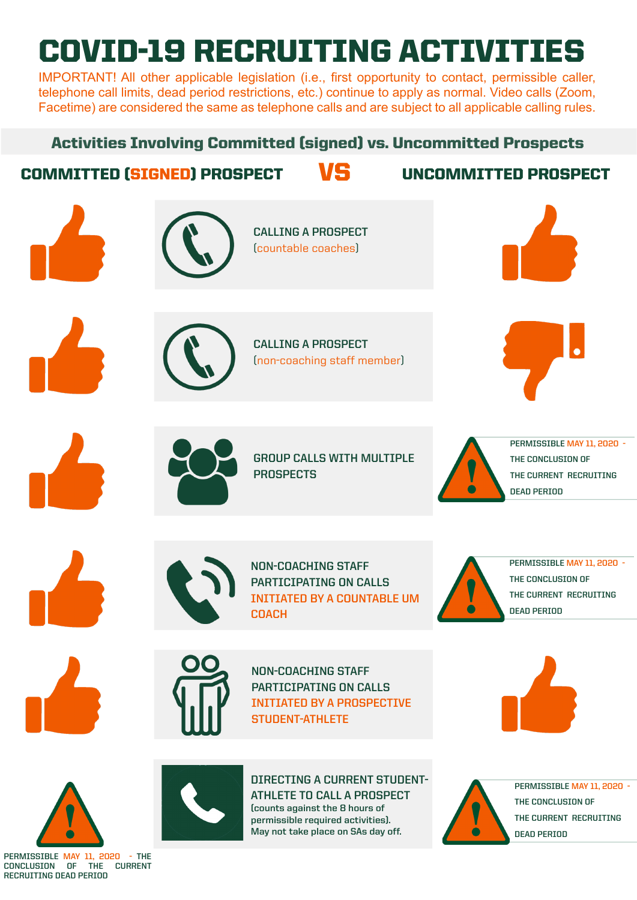# COVID-19 RECRUITING ACTIVITIES

IMPORTANT! All other applicable legislation (i.e., first opportunity to contact, permissible caller, telephone call limits, dead period restrictions, etc.) continue to apply as normal. Video calls (Zoom, Facetime) are considered the same as telephone calls and are subject to all applicable calling rules.

## Activities Involving Committed (signed) vs. Uncommitted Prospects

| COMMITTED (SIGNED) PROSPECT | ACTIVITY | UNCOMMITTED PROSPECT |
|---|---|---|
| Thumbs up | CALLING A PROSPECT (countable coaches) | Thumbs up |
| Thumbs up | CALLING A PROSPECT (non-coaching staff member) | Thumbs down |
| Thumbs up | GROUP CALLS WITH MULTIPLE PROSPECTS | PERMISSIBLE MAY 11, 2020 - THE CONCLUSION OF THE CURRENT RECRUITING DEAD PERIOD |
| Thumbs up | NON-COACHING STAFF PARTICIPATING ON CALLS INITIATED BY A COUNTABLE UM COACH | PERMISSIBLE MAY 11, 2020 - THE CONCLUSION OF THE CURRENT RECRUITING DEAD PERIOD |
| Thumbs up | NON-COACHING STAFF PARTICIPATING ON CALLS INITIATED BY A PROSPECTIVE STUDENT-ATHLETE | Thumbs up |
| PERMISSIBLE MAY 11, 2020 - THE CONCLUSION OF THE CURRENT RECRUITING DEAD PERIOD | DIRECTING A CURRENT STUDENT-ATHLETE TO CALL A PROSPECT (counts against the 8 hours of permissible required activities). May not take place on SAs day off. | PERMISSIBLE MAY 11, 2020 - THE CONCLUSION OF THE CURRENT RECRUITING DEAD PERIOD |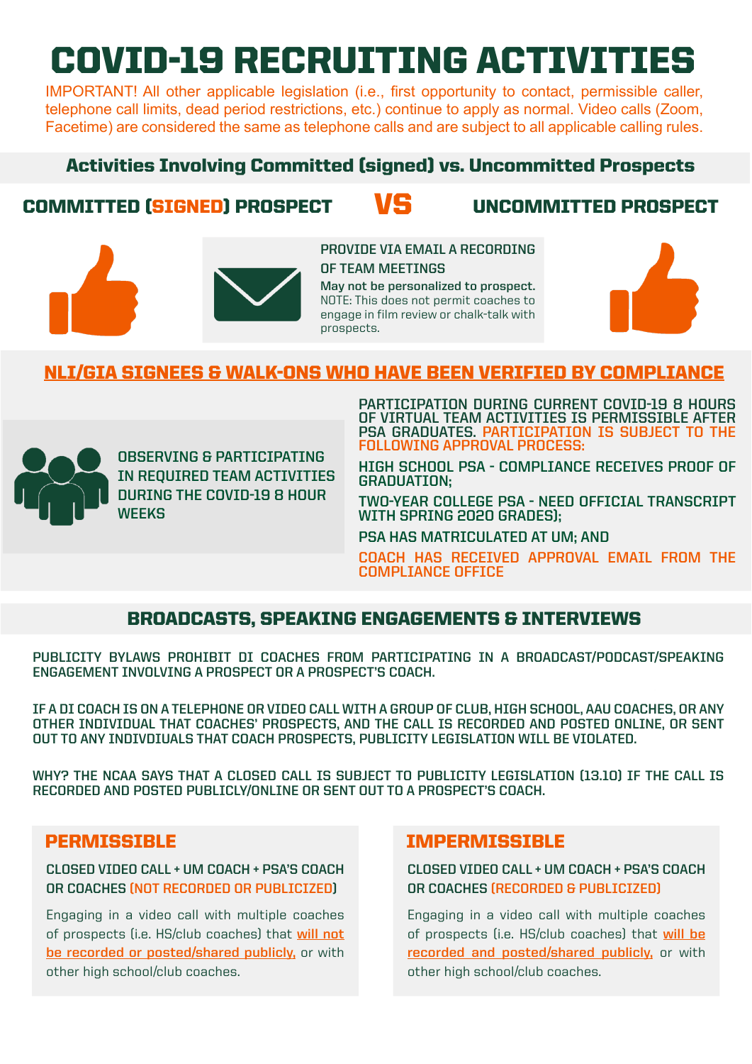# COVID-19 RECRUITING ACTIVITIES

IMPORTANT! All other applicable legislation (i.e., first opportunity to contact, permissible caller, telephone call limits, dead period restrictions, etc.) continue to apply as normal. Video calls (Zoom, Facetime) are considered the same as telephone calls and are subject to all applicable calling rules.

## Activities Involving Committed (signed) vs. Uncommitted Prospects

**COMMITTED (SIGNED) PROSPECT** **VS** **UNCOMMITTED PROSPECT**

PROVIDE VIA EMAIL A RECORDING OF TEAM MEETINGS

**May not be personalized to prospect.**

NOTE: This does not permit coaches to engage in film review or chalk-talk with prospects.

## NLI/GIA SIGNEES & WALK-ONS WHO HAVE BEEN VERIFIED BY COMPLIANCE

OBSERVING & PARTICIPATING IN REQUIRED TEAM ACTIVITIES DURING THE COVID-19 8 HOUR WEEKS

PARTICIPATION DURING CURRENT COVID-19 8 HOURS OF VIRTUAL TEAM ACTIVITIES IS PERMISSIBLE AFTER PSA GRADUATES. PARTICIPATION IS SUBJECT TO THE FOLLOWING APPROVAL PROCESS:

HIGH SCHOOL PSA - COMPLIANCE RECEIVES PROOF OF GRADUATION;

TWO-YEAR COLLEGE PSA - NEED OFFICIAL TRANSCRIPT WITH SPRING 2020 GRADES);

PSA HAS MATRICULATED AT UM; AND

COACH HAS RECEIVED APPROVAL EMAIL FROM THE COMPLIANCE OFFICE

## BROADCASTS, SPEAKING ENGAGEMENTS & INTERVIEWS

PUBLICITY BYLAWS PROHIBIT DI COACHES FROM PARTICIPATING IN A BROADCAST/PODCAST/SPEAKING ENGAGEMENT INVOLVING A PROSPECT OR A PROSPECT'S COACH.

IF A DI COACH IS ON A TELEPHONE OR VIDEO CALL WITH A GROUP OF CLUB, HIGH SCHOOL, AAU COACHES, OR ANY OTHER INDIVIDUAL THAT COACHES' PROSPECTS, AND THE CALL IS RECORDED AND POSTED ONLINE, OR SENT OUT TO ANY INDIVDUIALS THAT COACH PROSPECTS, PUBLICITY LEGISLATION WILL BE VIOLATED.

WHY? THE NCAA SAYS THAT A CLOSED CALL IS SUBJECT TO PUBLICITY LEGISLATION (13.10) IF THE CALL IS RECORDED AND POSTED PUBLICLY/ONLINE OR SENT OUT TO A PROSPECT'S COACH.

### PERMISSIBLE

CLOSED VIDEO CALL + UM COACH + PSA'S COACH OR COACHES (NOT RECORDED OR PUBLICIZED)

Engaging in a video call with multiple coaches of prospects (i.e. HS/club coaches) that will not be recorded or posted/shared publicly, or with other high school/club coaches.

### IMPERMISSIBLE

CLOSED VIDEO CALL + UM COACH + PSA'S COACH OR COACHES (RECORDED & PUBLICIZED)

Engaging in a video call with multiple coaches of prospects (i.e. HS/club coaches) that will be recorded and posted/shared publicly, or with other high school/club coaches.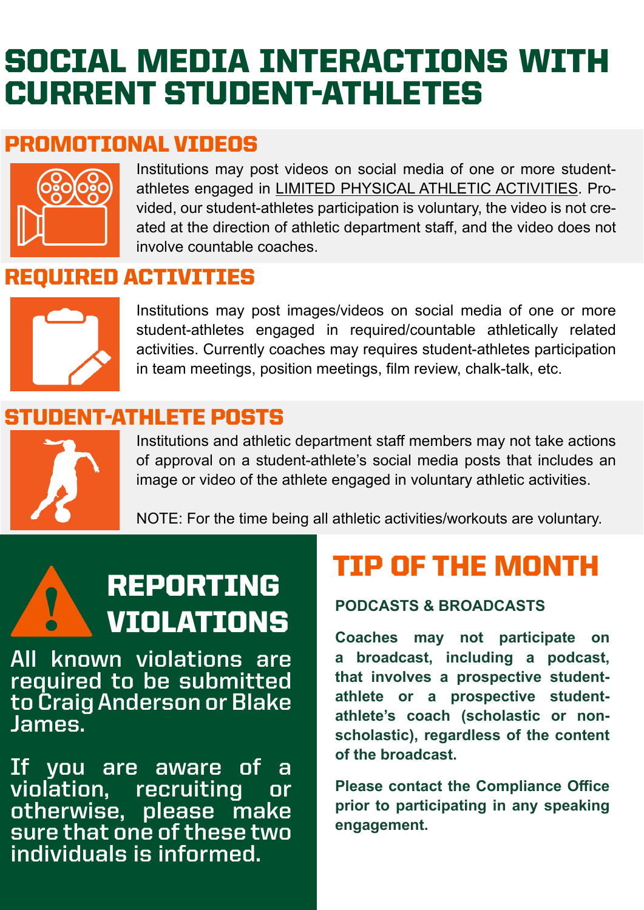# SOCIAL MEDIA INTERACTIONS WITH CURRENT STUDENT-ATHLETES

## PROMOTIONAL VIDEOS

Institutions may post videos on social media of one or more student-athletes engaged in LIMITED PHYSICAL ATHLETIC ACTIVITIES. Provided, our student-athletes participation is voluntary, the video is not created at the direction of athletic department staff, and the video does not involve countable coaches.

## REQUIRED ACTIVITIES

Institutions may post images/videos on social media of one or more student-athletes engaged in required/countable athletically related activities. Currently coaches may requires student-athletes participation in team meetings, position meetings, film review, chalk-talk, etc.

## STUDENT-ATHLETE POSTS

Institutions and athletic department staff members may not take actions of approval on a student-athlete's social media posts that includes an image or video of the athlete engaged in voluntary athletic activities.

NOTE: For the time being all athletic activities/workouts are voluntary.

## REPORTING VIOLATIONS

All known violations are required to be submitted to Craig Anderson or Blake James.

If you are aware of a violation, recruiting or otherwise, please make sure that one of these two individuals is informed.

## TIP OF THE MONTH

**PODCASTS & BROADCASTS**

**Coaches may not participate on a broadcast, including a podcast, that involves a prospective student-athlete or a prospective student-athlete's coach (scholastic or non-scholastic), regardless of the content of the broadcast.**

**Please contact the Compliance Office prior to participating in any speaking engagement.**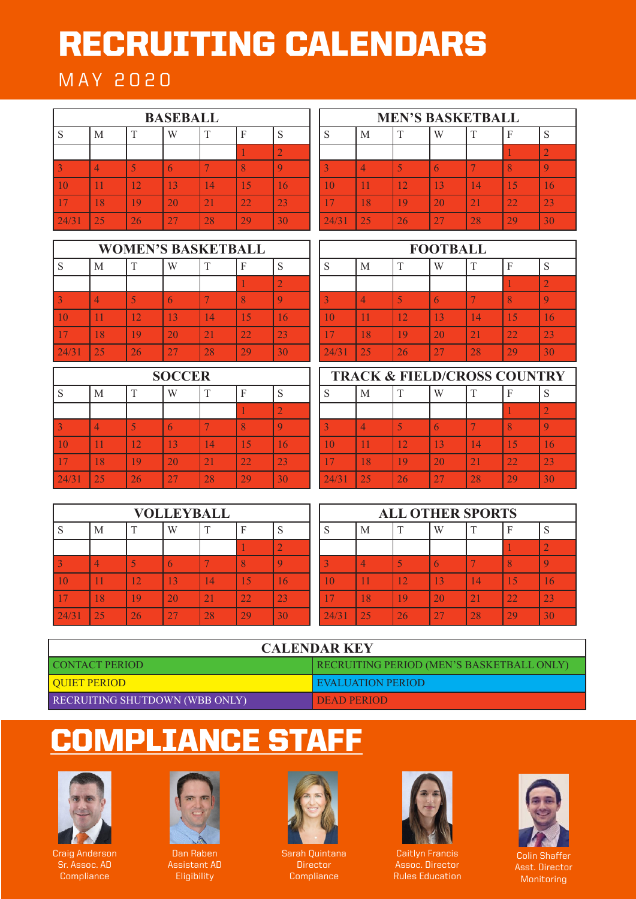# RECRUITING CALENDARS

MAY 2020

| BASEBALL | | | | | | |
|---|---|---|---|---|---|---|
| S | M | T | W | T | F | S |
| | | | | | 1 | 2 |
| 3 | 4 | 5 | 6 | 7 | 8 | 9 |
| 10 | 11 | 12 | 13 | 14 | 15 | 16 |
| 17 | 18 | 19 | 20 | 21 | 22 | 23 |
| 24/31 | 25 | 26 | 27 | 28 | 29 | 30 |

| MEN'S BASKETBALL | | | | | | |
|---|---|---|---|---|---|---|
| S | M | T | W | T | F | S |
| | | | | | 1 | 2 |
| 3 | 4 | 5 | 6 | 7 | 8 | 9 |
| 10 | 11 | 12 | 13 | 14 | 15 | 16 |
| 17 | 18 | 19 | 20 | 21 | 22 | 23 |
| 24/31 | 25 | 26 | 27 | 28 | 29 | 30 |

| WOMEN'S BASKETBALL | | | | | | |
|---|---|---|---|---|---|---|
| S | M | T | W | T | F | S |
| | | | | | 1 | 2 |
| 3 | 4 | 5 | 6 | 7 | 8 | 9 |
| 10 | 11 | 12 | 13 | 14 | 15 | 16 |
| 17 | 18 | 19 | 20 | 21 | 22 | 23 |
| 24/31 | 25 | 26 | 27 | 28 | 29 | 30 |

| FOOTBALL | | | | | | |
|---|---|---|---|---|---|---|
| S | M | T | W | T | F | S |
| | | | | | 1 | 2 |
| 3 | 4 | 5 | 6 | 7 | 8 | 9 |
| 10 | 11 | 12 | 13 | 14 | 15 | 16 |
| 17 | 18 | 19 | 20 | 21 | 22 | 23 |
| 24/31 | 25 | 26 | 27 | 28 | 29 | 30 |

| SOCCER | | | | | | |
|---|---|---|---|---|---|---|
| S | M | T | W | T | F | S |
| | | | | | 1 | 2 |
| 3 | 4 | 5 | 6 | 7 | 8 | 9 |
| 10 | 11 | 12 | 13 | 14 | 15 | 16 |
| 17 | 18 | 19 | 20 | 21 | 22 | 23 |
| 24/31 | 25 | 26 | 27 | 28 | 29 | 30 |

| TRACK & FIELD/CROSS COUNTRY | | | | | | |
|---|---|---|---|---|---|---|
| S | M | T | W | T | F | S |
| | | | | | 1 | 2 |
| 3 | 4 | 5 | 6 | 7 | 8 | 9 |
| 10 | 11 | 12 | 13 | 14 | 15 | 16 |
| 17 | 18 | 19 | 20 | 21 | 22 | 23 |
| 24/31 | 25 | 26 | 27 | 28 | 29 | 30 |

| VOLLEYBALL | | | | | | |
|---|---|---|---|---|---|---|
| S | M | T | W | T | F | S |
| | | | | | 1 | 2 |
| 3 | 4 | 5 | 6 | 7 | 8 | 9 |
| 10 | 11 | 12 | 13 | 14 | 15 | 16 |
| 17 | 18 | 19 | 20 | 21 | 22 | 23 |
| 24/31 | 25 | 26 | 27 | 28 | 29 | 30 |

| ALL OTHER SPORTS | | | | | | |
|---|---|---|---|---|---|---|
| S | M | T | W | T | F | S |
| | | | | | 1 | 2 |
| 3 | 4 | 5 | 6 | 7 | 8 | 9 |
| 10 | 11 | 12 | 13 | 14 | 15 | 16 |
| 17 | 18 | 19 | 20 | 21 | 22 | 23 |
| 24/31 | 25 | 26 | 27 | 28 | 29 | 30 |

| CALENDAR KEY | |
|---|---|
| CONTACT PERIOD | RECRUITING PERIOD (MEN'S BASKETBALL ONLY) |
| QUIET PERIOD | EVALUATION PERIOD |
| RECRUITING SHUTDOWN (WBB ONLY) | DEAD PERIOD |

# COMPLIANCE STAFF

Craig Anderson
Sr. Assoc. AD
Compliance

Dan Raben
Assistant AD
Eligibility

Sarah Quintana
Director
Compliance

Caitlyn Francis
Assoc. Director
Rules Education

Colin Shaffer
Asst. Director
Monitoring